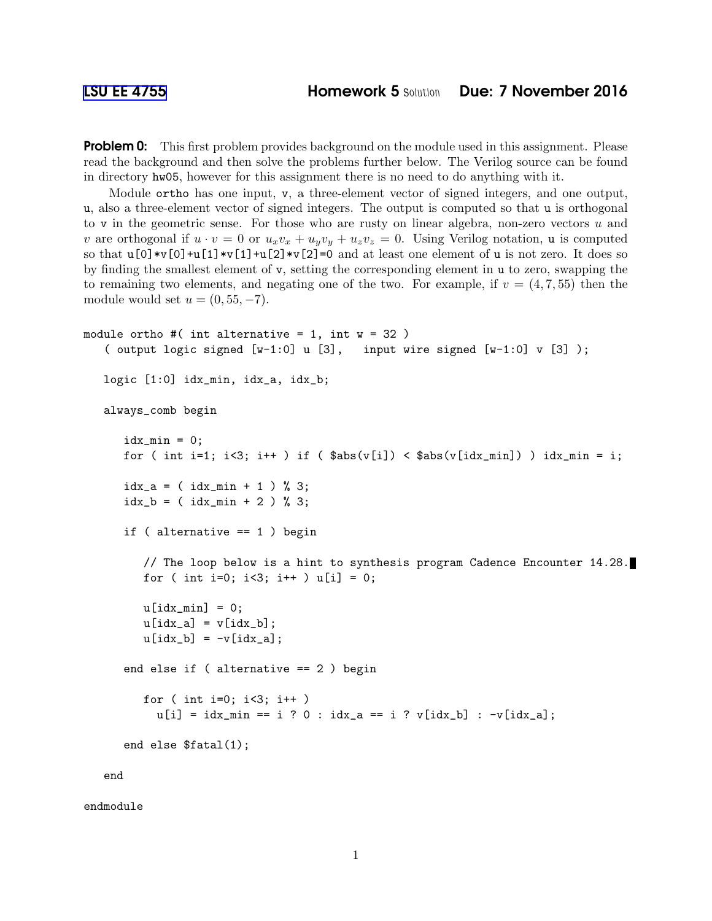LSU EE 4755 **Homework 5** Solution **Due: 7 November 2016**

**Problem 0:** This first problem provides background on the module used in this assignment. Please read the background and then solve the problems further below. The Verilog source can be found in directory `hw05`, however for this assignment there is no need to do anything with it.

Module `ortho` has one input, `v`, a three-element vector of signed integers, and one output, `u`, also a three-element vector of signed integers. The output is computed so that `u` is orthogonal to `v` in the geometric sense. For those who are rusty on linear algebra, non-zero vectors $u$ and $v$ are orthogonal if $u \cdot v = 0$ or $u_x v_x + u_y v_y + u_z v_z = 0$. Using Verilog notation, `u` is computed so that `u[0]*v[0]+u[1]*v[1]+u[2]*v[2]=0` and at least one element of `u` is not zero. It does so by finding the smallest element of `v`, setting the corresponding element in `u` to zero, swapping the to remaining two elements, and negating one of the two. For example, if $v = (4, 7, 55)$ then the module would set $u = (0, 55, -7)$.

```
module ortho #( int alternative = 1, int w = 32 )
   ( output logic signed [w-1:0] u [3],   input wire signed [w-1:0] v [3] );

   logic [1:0] idx_min, idx_a, idx_b;

   always_comb begin

      idx_min = 0;
      for ( int i=1; i<3; i++ ) if ( $abs(v[i]) < $abs(v[idx_min]) ) idx_min = i;

      idx_a = ( idx_min + 1 ) % 3;
      idx_b = ( idx_min + 2 ) % 3;

      if ( alternative == 1 ) begin

         // The loop below is a hint to synthesis program Cadence Encounter 14.28.
         for ( int i=0; i<3; i++ ) u[i] = 0;

         u[idx_min] = 0;
         u[idx_a] = v[idx_b];
         u[idx_b] = -v[idx_a];

      end else if ( alternative == 2 ) begin

         for ( int i=0; i<3; i++ )
           u[i] = idx_min == i ? 0 : idx_a == i ? v[idx_b] : -v[idx_a];

      end else $fatal(1);

   end

endmodule
```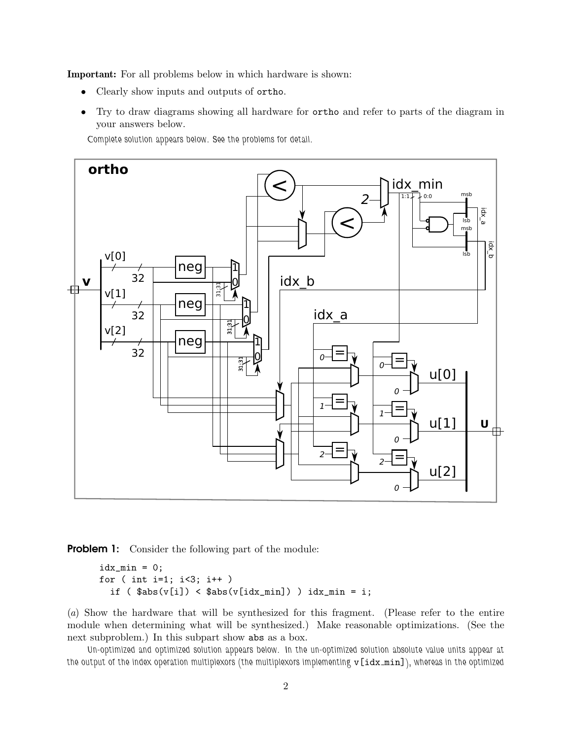**Important:** For all problems below in which hardware is shown:

- Clearly show inputs and outputs of ortho.
- Try to draw diagrams showing all hardware for ortho and refer to parts of the diagram in your answers below.

Complete solution appears below. See the problems for detail.

**Problem 1:** Consider the following part of the module:

```
idx_min = 0;
for ( int i=1; i<3; i++ )
  if ( $abs(v[i]) < $abs(v[idx_min]) ) idx_min = i;
```

(*a*) Show the hardware that will be synthesized for this fragment. (Please refer to the entire module when determining what will be synthesized.) Make reasonable optimizations. (See the next subproblem.) In this subpart show abs as a box.

Un-optimized and optimized solution appears below. In the un-optimized solution absolute value units appear at the output of the index operation multiplexors (the multiplexors implementing v[idx_min]), whereas in the optimized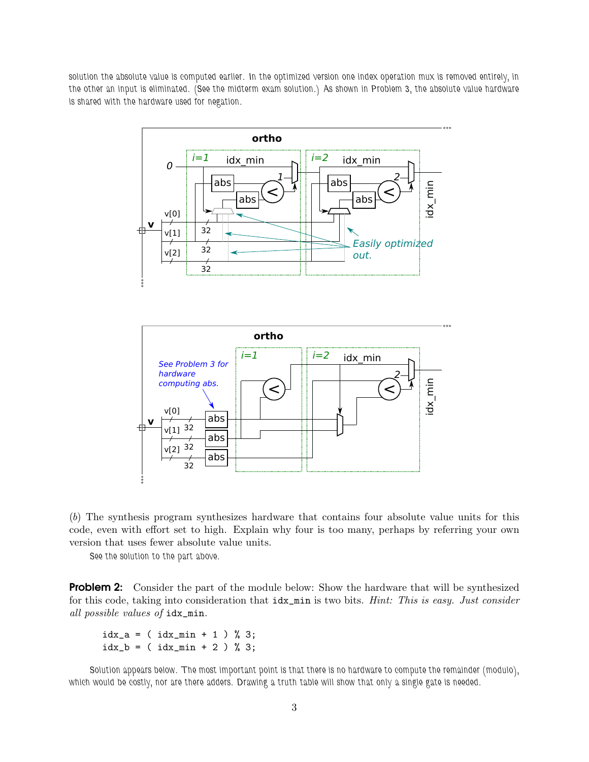solution the absolute value is computed earlier. In the optimized version one index operation mux is removed entirely, in the other an input is eliminated. (See the midterm exam solution.) As shown in Problem 3, the absolute value hardware is shared with the hardware used for negation.

(*b*) The synthesis program synthesizes hardware that contains four absolute value units for this code, even with effort set to high. Explain why four is too many, perhaps by referring your own version that uses fewer absolute value units.

See the solution to the part above.

**Problem 2:** Consider the part of the module below: Show the hardware that will be synthesized for this code, taking into consideration that `idx_min` is two bits. *Hint: This is easy. Just consider all possible values of* `idx_min`.

```
idx_a = ( idx_min + 1 ) % 3;
idx_b = ( idx_min + 2 ) % 3;
```

Solution appears below. The most important point is that there is no hardware to compute the remainder (modulo), which would be costly, nor are there adders. Drawing a truth table will show that only a single gate is needed.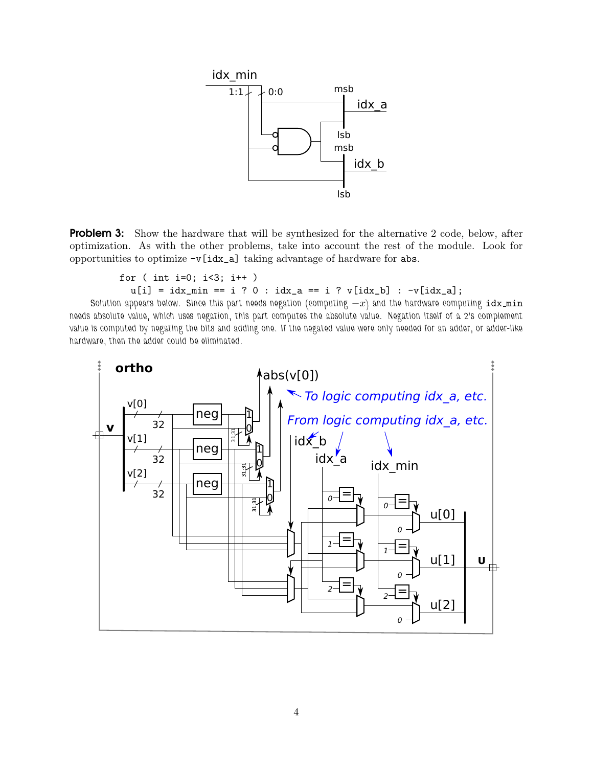**Problem 3:** Show the hardware that will be synthesized for the alternative 2 code, below, after optimization. As with the other problems, take into account the rest of the module. Look for opportunities to optimize `-v[idx_a]` taking advantage of hardware for `abs`.

```
for ( int i=0; i<3; i++ )
  u[i] = idx_min == i ? 0 : idx_a == i ? v[idx_b] : -v[idx_a];
```

Solution appears below. Since this part needs negation (computing $-x$) and the hardware computing `idx_min` needs absolute value, which uses negation, this part computes the absolute value. Negation itself of a 2's complement value is computed by negating the bits and adding one. If the negated value were only needed for an adder, or adder-like hardware, then the adder could be eliminated.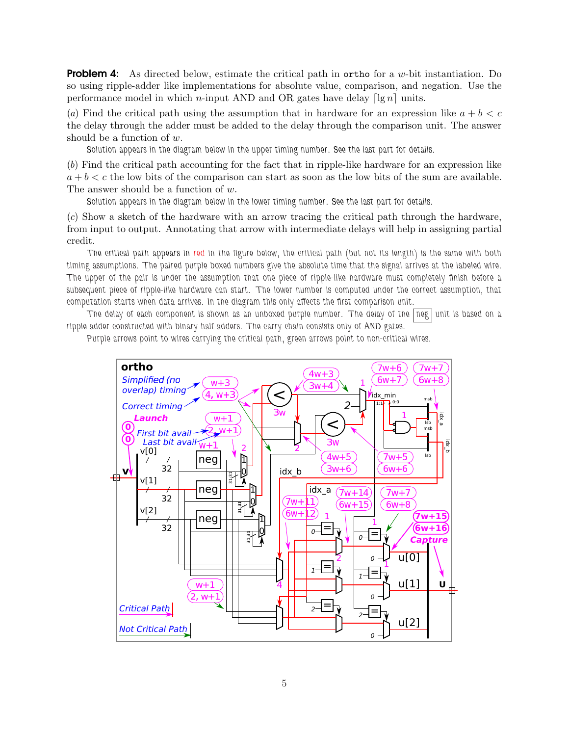**Problem 4:** As directed below, estimate the critical path in `ortho` for a $w$-bit instantiation. Do so using ripple-adder like implementations for absolute value, comparison, and negation. Use the performance model in which $n$-input AND and OR gates have delay $\lceil \lg n \rceil$ units.

(*a*) Find the critical path using the assumption that in hardware for an expression like $a + b < c$ the delay through the adder must be added to the delay through the comparison unit. The answer should be a function of $w$.

Solution appears in the diagram below in the upper timing number. See the last part for details.

(*b*) Find the critical path accounting for the fact that in ripple-like hardware for an expression like $a + b < c$ the low bits of the comparison can start as soon as the low bits of the sum are available. The answer should be a function of $w$.

Solution appears in the diagram below in the lower timing number. See the last part for details.

(*c*) Show a sketch of the hardware with an arrow tracing the critical path through the hardware, from input to output. Annotating that arrow with intermediate delays will help in assigning partial credit.

The critical path appears in red in the figure below, the critical path (but not its length) is the same with both timing assumptions. The paired purple boxed numbers give the absolute time that the signal arrives at the labeled wire. The upper of the pair is under the assumption that one piece of ripple-like hardware must completely finish before a subsequent piece of ripple-like hardware can start. The lower number is computed under the correct assumption, that computation starts when data arrives. In the diagram this only affects the first comparison unit.

The delay of each component is shown as an unboxed purple number. The delay of the neg unit is based on a ripple adder constructed with binary half adders. The carry chain consists only of AND gates.

Purple arrows point to wires carrying the critical path, green arrows point to non-critical wires.

ortho

Simplified (no overlap) timing

Correct timing

Launch

First bit avail

Last bit avail

0

0

w+3

4, w+3

w+1

2, w+1

w+1

4w+3

3w+4

7w+6

6w+7

7w+7

6w+8

idx_min

1:1

0:0

msb

lsb

idx_a

idx_b

3w

3w

2

1

1

4w+5

3w+6

7w+5

6w+6

v

v[0]

v[1]

v[2]

32

32

32

neg

neg

neg

31:31

31:31

31:31

2

idx_b

idx_a

7w+11

6w+12

7w+14

6w+15

7w+7

6w+8

7w+15

6w+16

Capture

1

1

2

1

4

u[0]

u[1]

u[2]

u

w+1

2, w+1

Critical Path

Not Critical Path